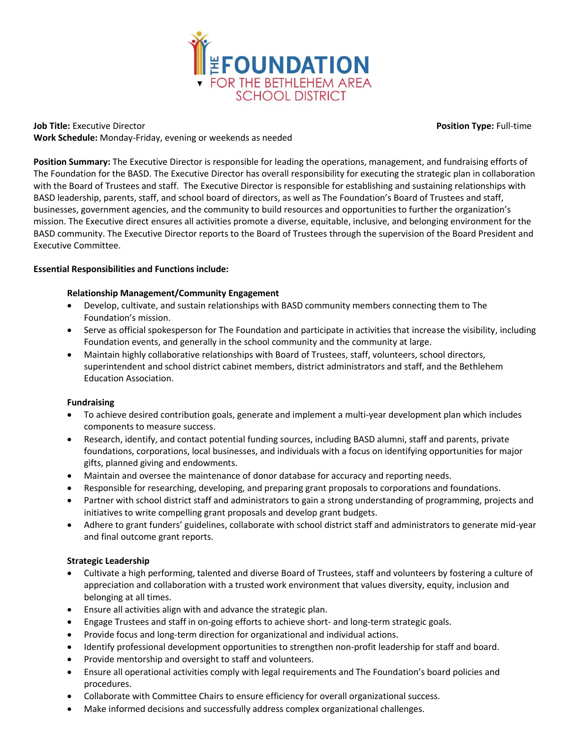# THE FOUNDATION FOR THE BETHLEHEM AREA SCHOOL DISTRICT

**Job Title:** Executive Director **Position Type:** Full-time
**Work Schedule:** Monday-Friday, evening or weekends as needed

**Position Summary:** The Executive Director is responsible for leading the operations, management, and fundraising efforts of The Foundation for the BASD. The Executive Director has overall responsibility for executing the strategic plan in collaboration with the Board of Trustees and staff. The Executive Director is responsible for establishing and sustaining relationships with BASD leadership, parents, staff, and school board of directors, as well as The Foundation's Board of Trustees and staff, businesses, government agencies, and the community to build resources and opportunities to further the organization's mission. The Executive direct ensures all activities promote a diverse, equitable, inclusive, and belonging environment for the BASD community. The Executive Director reports to the Board of Trustees through the supervision of the Board President and Executive Committee.

**Essential Responsibilities and Functions include:**

**Relationship Management/Community Engagement**

- Develop, cultivate, and sustain relationships with BASD community members connecting them to The Foundation's mission.
- Serve as official spokesperson for The Foundation and participate in activities that increase the visibility, including Foundation events, and generally in the school community and the community at large.
- Maintain highly collaborative relationships with Board of Trustees, staff, volunteers, school directors, superintendent and school district cabinet members, district administrators and staff, and the Bethlehem Education Association.

**Fundraising**

- To achieve desired contribution goals, generate and implement a multi-year development plan which includes components to measure success.
- Research, identify, and contact potential funding sources, including BASD alumni, staff and parents, private foundations, corporations, local businesses, and individuals with a focus on identifying opportunities for major gifts, planned giving and endowments.
- Maintain and oversee the maintenance of donor database for accuracy and reporting needs.
- Responsible for researching, developing, and preparing grant proposals to corporations and foundations.
- Partner with school district staff and administrators to gain a strong understanding of programming, projects and initiatives to write compelling grant proposals and develop grant budgets.
- Adhere to grant funders' guidelines, collaborate with school district staff and administrators to generate mid-year and final outcome grant reports.

**Strategic Leadership**

- Cultivate a high performing, talented and diverse Board of Trustees, staff and volunteers by fostering a culture of appreciation and collaboration with a trusted work environment that values diversity, equity, inclusion and belonging at all times.
- Ensure all activities align with and advance the strategic plan.
- Engage Trustees and staff in on-going efforts to achieve short- and long-term strategic goals.
- Provide focus and long-term direction for organizational and individual actions.
- Identify professional development opportunities to strengthen non-profit leadership for staff and board.
- Provide mentorship and oversight to staff and volunteers.
- Ensure all operational activities comply with legal requirements and The Foundation's board policies and procedures.
- Collaborate with Committee Chairs to ensure efficiency for overall organizational success.
- Make informed decisions and successfully address complex organizational challenges.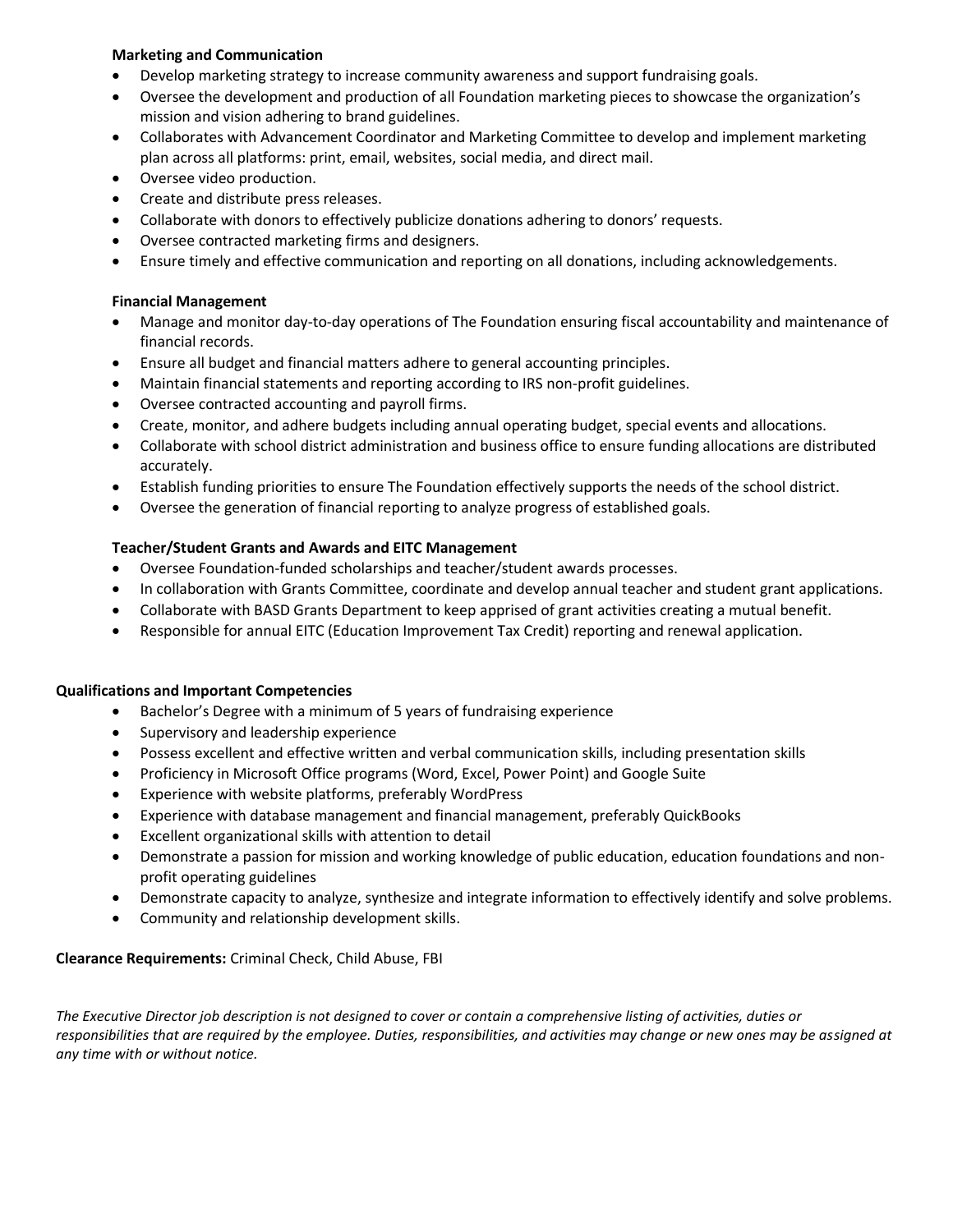**Marketing and Communication**

- Develop marketing strategy to increase community awareness and support fundraising goals.
- Oversee the development and production of all Foundation marketing pieces to showcase the organization's mission and vision adhering to brand guidelines.
- Collaborates with Advancement Coordinator and Marketing Committee to develop and implement marketing plan across all platforms: print, email, websites, social media, and direct mail.
- Oversee video production.
- Create and distribute press releases.
- Collaborate with donors to effectively publicize donations adhering to donors' requests.
- Oversee contracted marketing firms and designers.
- Ensure timely and effective communication and reporting on all donations, including acknowledgements.

**Financial Management**

- Manage and monitor day-to-day operations of The Foundation ensuring fiscal accountability and maintenance of financial records.
- Ensure all budget and financial matters adhere to general accounting principles.
- Maintain financial statements and reporting according to IRS non-profit guidelines.
- Oversee contracted accounting and payroll firms.
- Create, monitor, and adhere budgets including annual operating budget, special events and allocations.
- Collaborate with school district administration and business office to ensure funding allocations are distributed accurately.
- Establish funding priorities to ensure The Foundation effectively supports the needs of the school district.
- Oversee the generation of financial reporting to analyze progress of established goals.

**Teacher/Student Grants and Awards and EITC Management**

- Oversee Foundation-funded scholarships and teacher/student awards processes.
- In collaboration with Grants Committee, coordinate and develop annual teacher and student grant applications.
- Collaborate with BASD Grants Department to keep apprised of grant activities creating a mutual benefit.
- Responsible for annual EITC (Education Improvement Tax Credit) reporting and renewal application.

**Qualifications and Important Competencies**

- Bachelor's Degree with a minimum of 5 years of fundraising experience
- Supervisory and leadership experience
- Possess excellent and effective written and verbal communication skills, including presentation skills
- Proficiency in Microsoft Office programs (Word, Excel, Power Point) and Google Suite
- Experience with website platforms, preferably WordPress
- Experience with database management and financial management, preferably QuickBooks
- Excellent organizational skills with attention to detail
- Demonstrate a passion for mission and working knowledge of public education, education foundations and non-profit operating guidelines
- Demonstrate capacity to analyze, synthesize and integrate information to effectively identify and solve problems.
- Community and relationship development skills.

**Clearance Requirements:** Criminal Check, Child Abuse, FBI

*The Executive Director job description is not designed to cover or contain a comprehensive listing of activities, duties or responsibilities that are required by the employee. Duties, responsibilities, and activities may change or new ones may be assigned at any time with or without notice.*